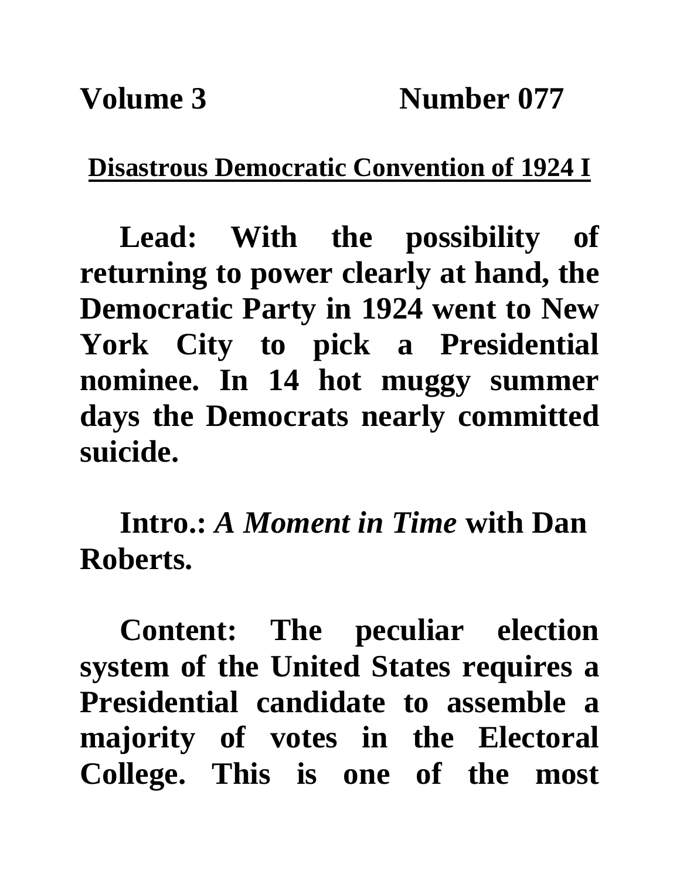**Volume 3 Number 077**

**Disastrous Democratic Convention of 1924 I**

**Lead: With the possibility of returning to power clearly at hand, the Democratic Party in 1924 went to New York City to pick a Presidential nominee. In 14 hot muggy summer days the Democrats nearly committed suicide.**

**Intro.: *A Moment in Time* with Dan Roberts.**

**Content: The peculiar election system of the United States requires a Presidential candidate to assemble a majority of votes in the Electoral College. This is one of the most**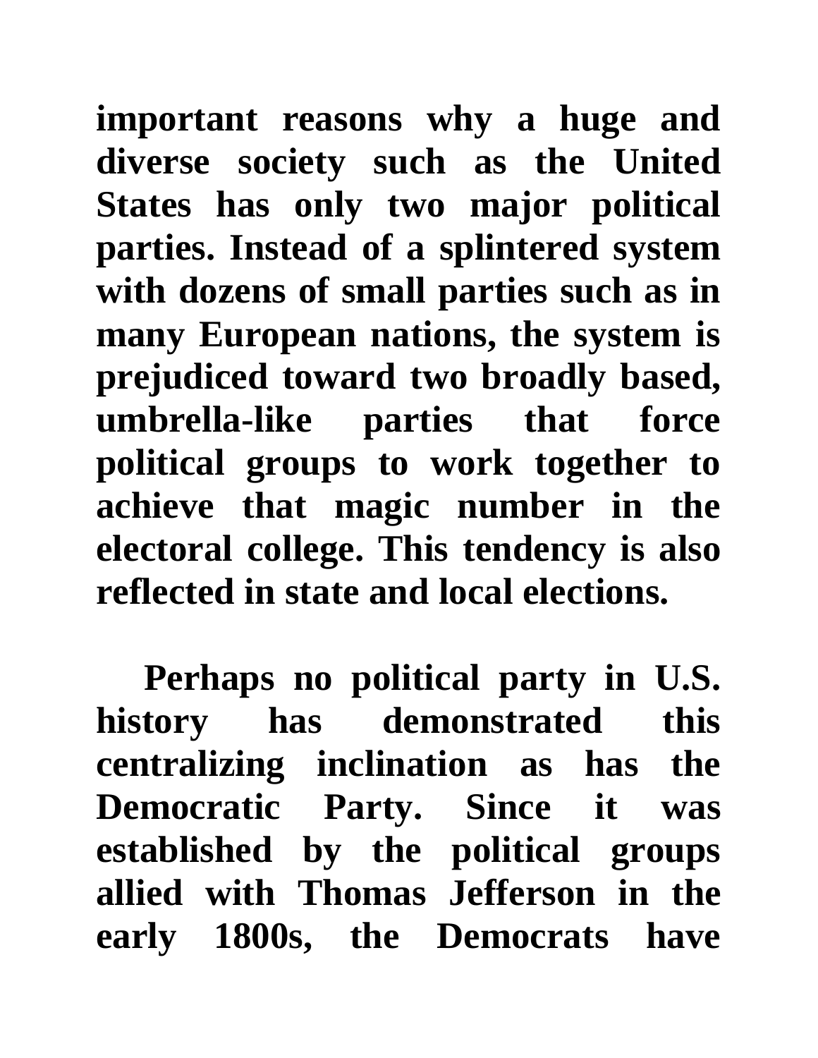important reasons why a huge and diverse society such as the United States has only two major political parties. Instead of a splintered system with dozens of small parties such as in many European nations, the system is prejudiced toward two broadly based, umbrella-like parties that force political groups to work together to achieve that magic number in the electoral college. This tendency is also reflected in state and local elections.

Perhaps no political party in U.S. history has demonstrated this centralizing inclination as has the Democratic Party. Since it was established by the political groups allied with Thomas Jefferson in the early 1800s, the Democrats have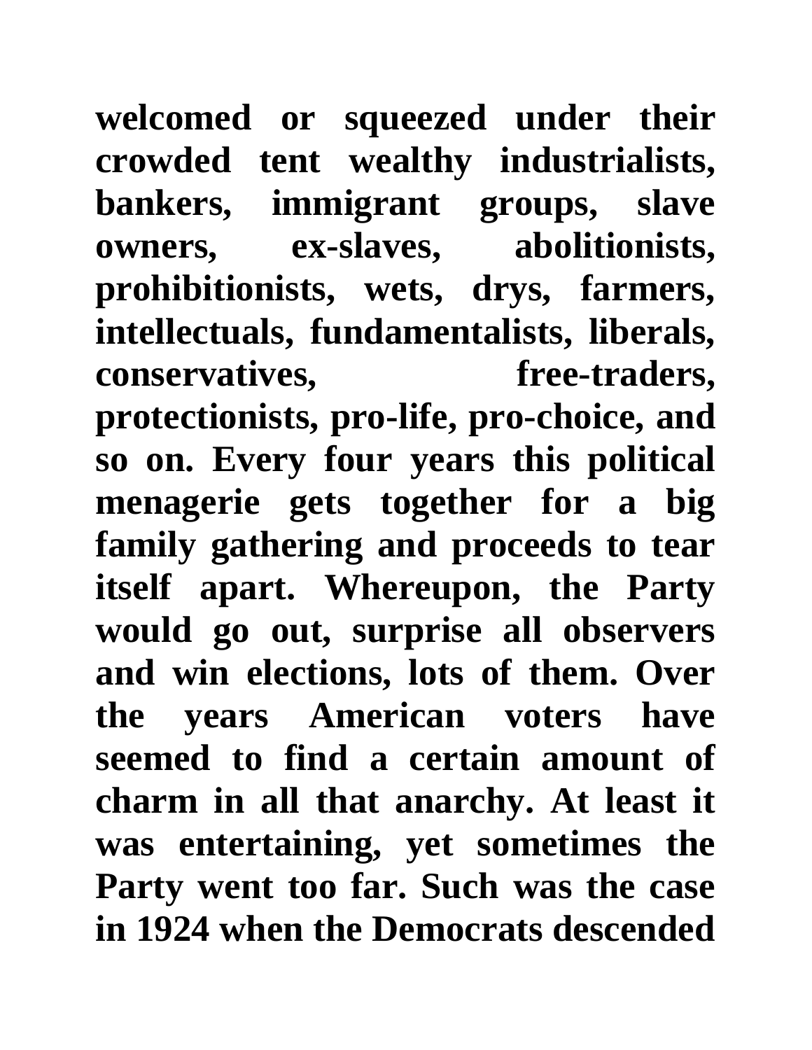welcomed or squeezed under their crowded tent wealthy industrialists, bankers, immigrant groups, slave owners, ex-slaves, abolitionists, prohibitionists, wets, drys, farmers, intellectuals, fundamentalists, liberals, conservatives, free-traders, protectionists, pro-life, pro-choice, and so on. Every four years this political menagerie gets together for a big family gathering and proceeds to tear itself apart. Whereupon, the Party would go out, surprise all observers and win elections, lots of them. Over the years American voters have seemed to find a certain amount of charm in all that anarchy. At least it was entertaining, yet sometimes the Party went too far. Such was the case in 1924 when the Democrats descended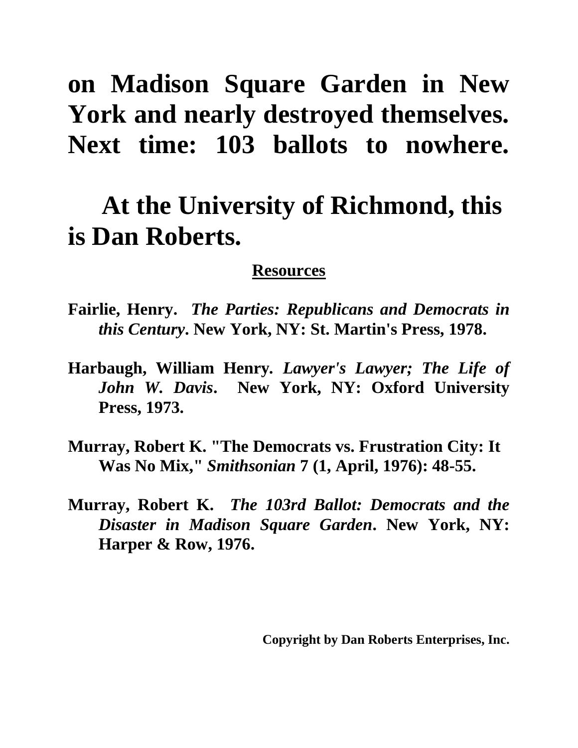**on Madison Square Garden in New York and nearly destroyed themselves. Next time: 103 ballots to nowhere.**

**At the University of Richmond, this is Dan Roberts.**

## Resources

**Fairlie, Henry. *The Parties: Republicans and Democrats in this Century*. New York, NY: St. Martin's Press, 1978.**

**Harbaugh, William Henry. *Lawyer's Lawyer; The Life of John W. Davis*. New York, NY: Oxford University Press, 1973.**

**Murray, Robert K. "The Democrats vs. Frustration City: It Was No Mix," *Smithsonian* 7 (1, April, 1976): 48-55.**

**Murray, Robert K. *The 103rd Ballot: Democrats and the Disaster in Madison Square Garden*. New York, NY: Harper & Row, 1976.**

**Copyright by Dan Roberts Enterprises, Inc.**